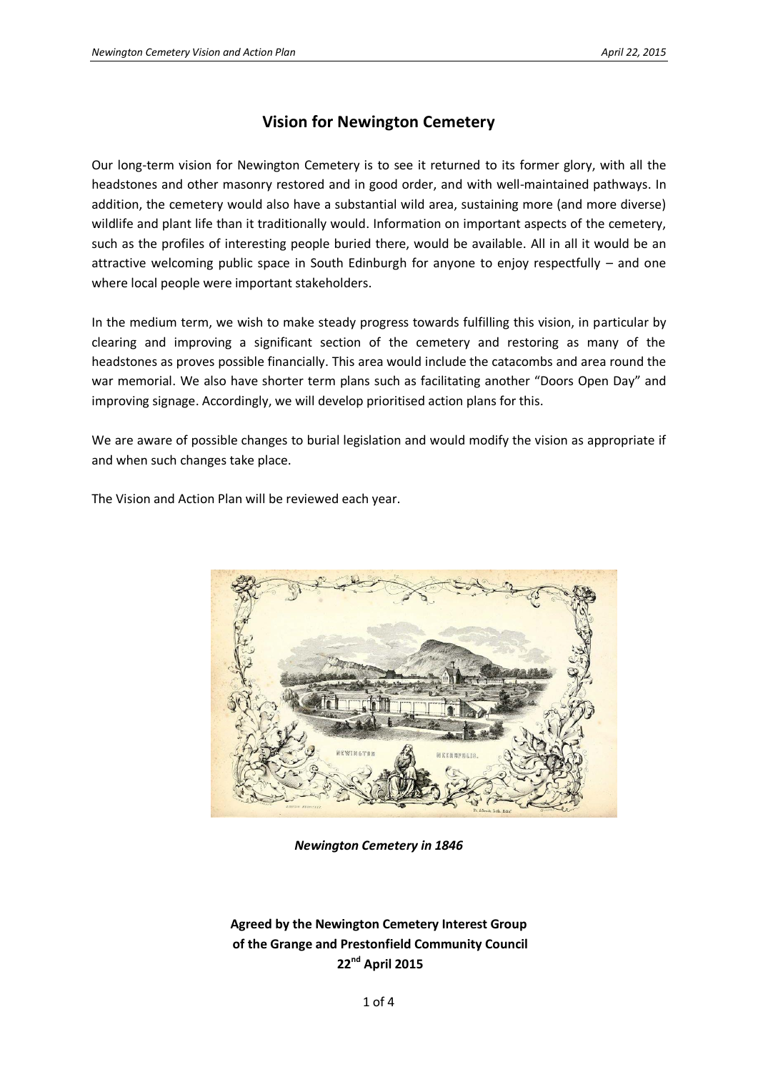# Vision for Newington Cemetery

Our long-term vision for Newington Cemetery is to see it returned to its former glory, with all the headstones and other masonry restored and in good order, and with well-maintained pathways. In addition, the cemetery would also have a substantial wild area, sustaining more (and more diverse) wildlife and plant life than it traditionally would. Information on important aspects of the cemetery, such as the profiles of interesting people buried there, would be available. All in all it would be an attractive welcoming public space in South Edinburgh for anyone to enjoy respectfully – and one where local people were important stakeholders.

In the medium term, we wish to make steady progress towards fulfilling this vision, in particular by clearing and improving a significant section of the cemetery and restoring as many of the headstones as proves possible financially. This area would include the catacombs and area round the war memorial. We also have shorter term plans such as facilitating another "Doors Open Day" and improving signage. Accordingly, we will develop prioritised action plans for this.

We are aware of possible changes to burial legislation and would modify the vision as appropriate if and when such changes take place.

The Vision and Action Plan will be reviewed each year.

*Newington Cemetery in 1846*

**Agreed by the Newington Cemetery Interest Group of the Grange and Prestonfield Community Council 22nd April 2015**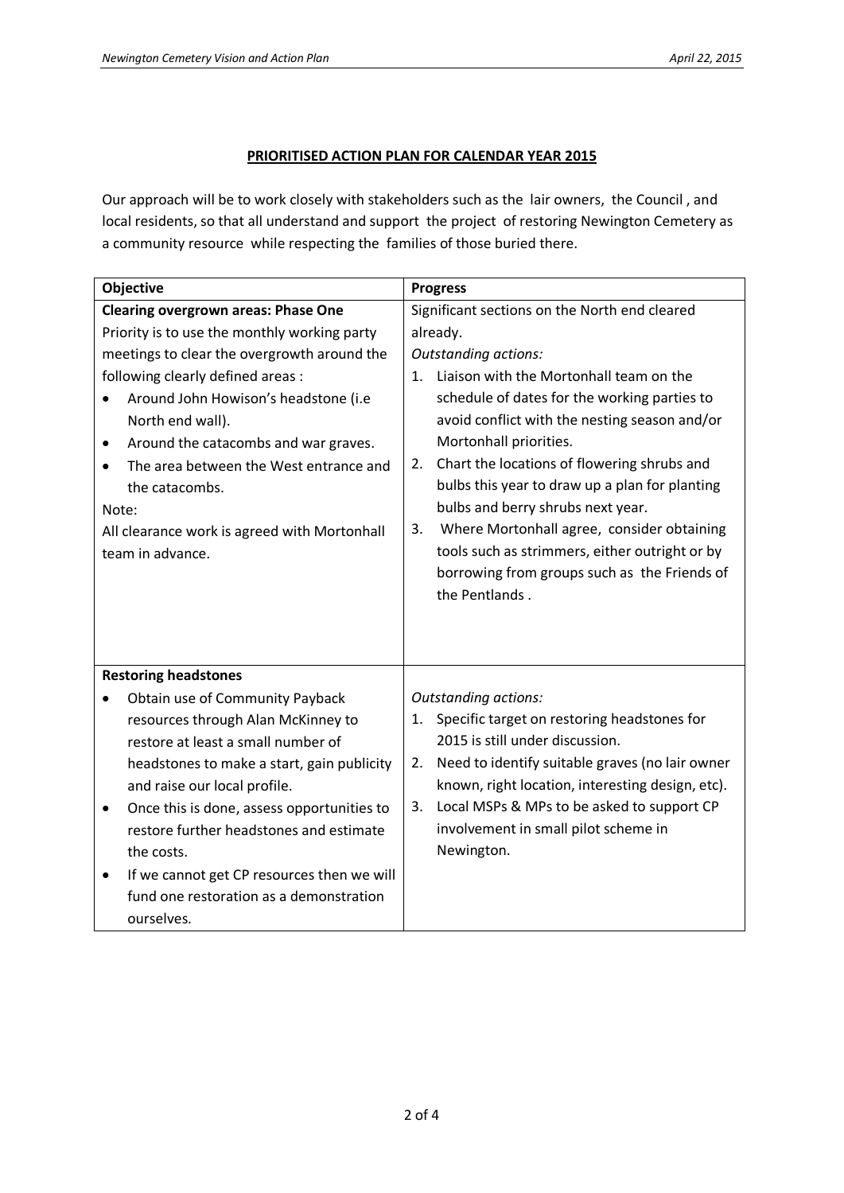## PRIORITISED ACTION PLAN FOR CALENDAR YEAR 2015

Our approach will be to work closely with stakeholders such as the lair owners, the Council , and local residents, so that all understand and support the project of restoring Newington Cemetery as a community resource while respecting the families of those buried there.

| Objective | Progress |
|---|---|
| **Clearing overgrown areas: Phase One**<br>Priority is to use the monthly working party meetings to clear the overgrowth around the following clearly defined areas :<br>• Around John Howison's headstone (i.e North end wall).<br>• Around the catacombs and war graves.<br>• The area between the West entrance and the catacombs.<br>Note:<br>All clearance work is agreed with Mortonhall team in advance. | Significant sections on the North end cleared already.<br>*Outstanding actions:*<br>1. Liaison with the Mortonhall team on the schedule of dates for the working parties to avoid conflict with the nesting season and/or Mortonhall priorities.<br>2. Chart the locations of flowering shrubs and bulbs this year to draw up a plan for planting bulbs and berry shrubs next year.<br>3. Where Mortonhall agree, consider obtaining tools such as strimmers, either outright or by borrowing from groups such as the Friends of the Pentlands . |
| **Restoring headstones**<br>• Obtain use of Community Payback resources through Alan McKinney to restore at least a small number of headstones to make a start, gain publicity and raise our local profile.<br>• Once this is done, assess opportunities to restore further headstones and estimate the costs.<br>• If we cannot get CP resources then we will fund one restoration as a demonstration ourselves. | *Outstanding actions:*<br>1. Specific target on restoring headstones for 2015 is still under discussion.<br>2. Need to identify suitable graves (no lair owner known, right location, interesting design, etc).<br>3. Local MSPs & MPs to be asked to support CP involvement in small pilot scheme in Newington. |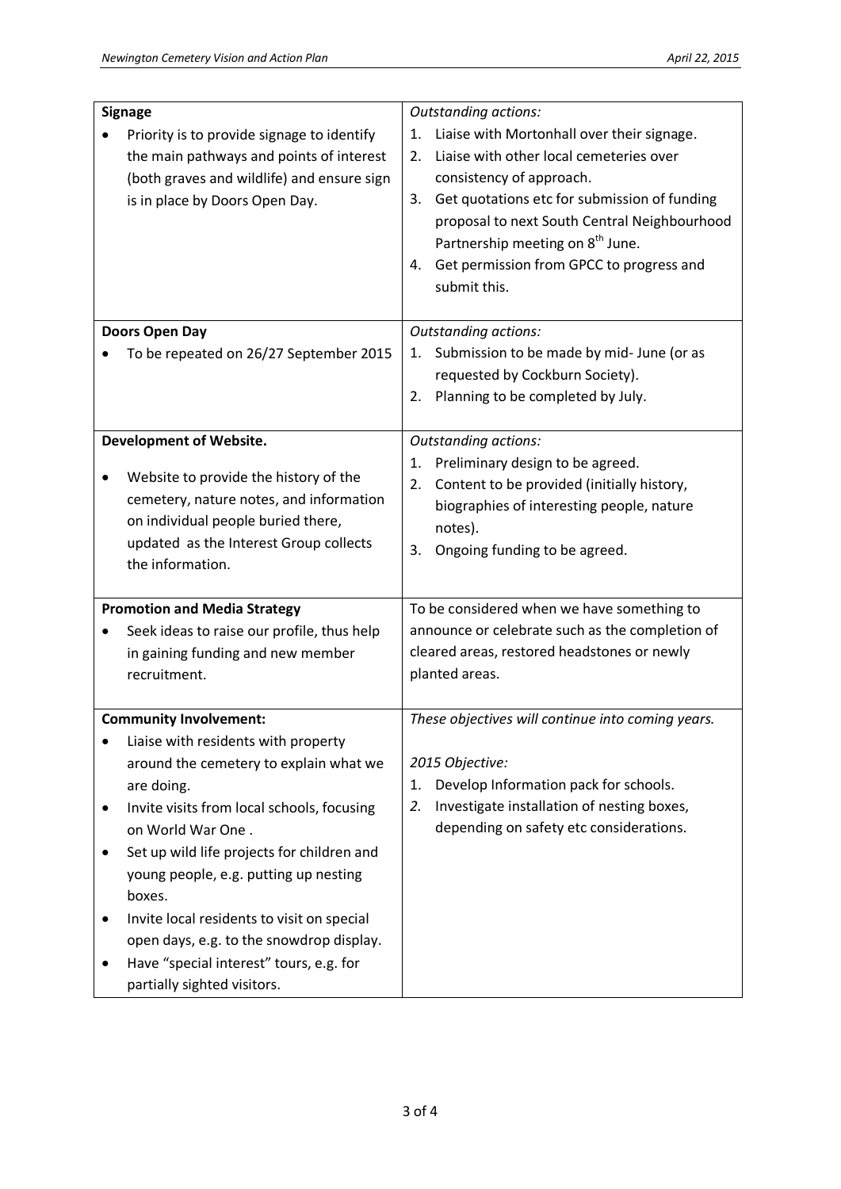| | |
|---|---|
| **Signage**<br>• Priority is to provide signage to identify the main pathways and points of interest (both graves and wildlife) and ensure sign is in place by Doors Open Day. | *Outstanding actions:*<br>1. Liaise with Mortonhall over their signage.<br>2. Liaise with other local cemeteries over consistency of approach.<br>3. Get quotations etc for submission of funding proposal to next South Central Neighbourhood Partnership meeting on 8th June.<br>4. Get permission from GPCC to progress and submit this. |
| **Doors Open Day**<br>• To be repeated on 26/27 September 2015 | *Outstanding actions:*<br>1. Submission to be made by mid- June (or as requested by Cockburn Society).<br>2. Planning to be completed by July. |
| **Development of Website.**<br>• Website to provide the history of the cemetery, nature notes, and information on individual people buried there, updated as the Interest Group collects the information. | *Outstanding actions:*<br>1. Preliminary design to be agreed.<br>2. Content to be provided (initially history, biographies of interesting people, nature notes).<br>3. Ongoing funding to be agreed. |
| **Promotion and Media Strategy**<br>• Seek ideas to raise our profile, thus help in gaining funding and new member recruitment. | To be considered when we have something to announce or celebrate such as the completion of cleared areas, restored headstones or newly planted areas. |
| **Community Involvement:**<br>• Liaise with residents with property around the cemetery to explain what we are doing.<br>• Invite visits from local schools, focusing on World War One .<br>• Set up wild life projects for children and young people, e.g. putting up nesting boxes.<br>• Invite local residents to visit on special open days, e.g. to the snowdrop display.<br>• Have "special interest" tours, e.g. for partially sighted visitors. | *These objectives will continue into coming years.*<br><br>*2015 Objective:*<br>1. Develop Information pack for schools.<br>*2.* Investigate installation of nesting boxes, depending on safety etc considerations. |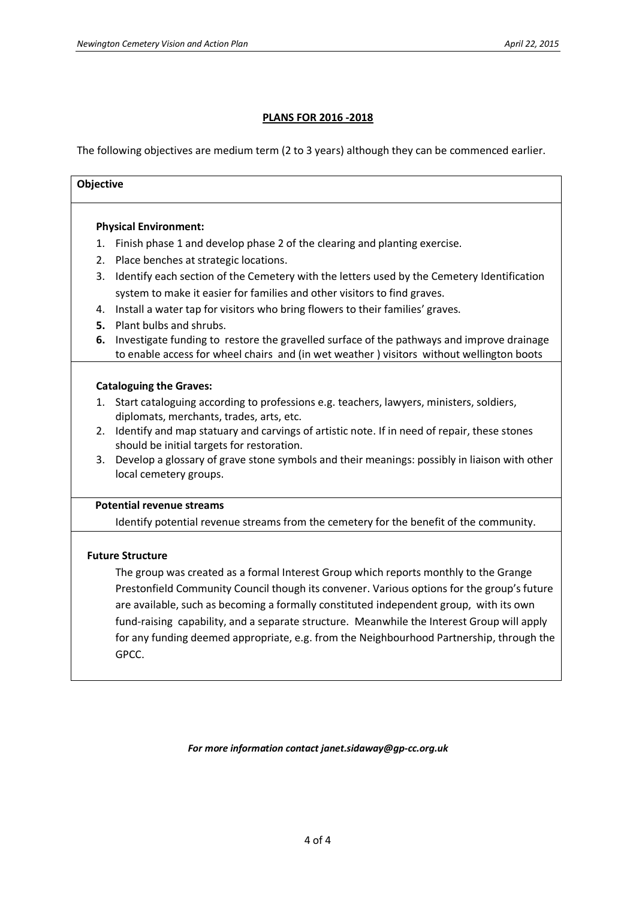## PLANS FOR 2016 -2018

The following objectives are medium term (2 to 3 years) although they can be commenced earlier.

**Objective**

**Physical Environment:**

1. Finish phase 1 and develop phase 2 of the clearing and planting exercise.
2. Place benches at strategic locations.
3. Identify each section of the Cemetery with the letters used by the Cemetery Identification system to make it easier for families and other visitors to find graves.
4. Install a water tap for visitors who bring flowers to their families' graves.
5. Plant bulbs and shrubs.
6. Investigate funding to restore the gravelled surface of the pathways and improve drainage to enable access for wheel chairs and (in wet weather ) visitors without wellington boots

**Cataloguing the Graves:**

1. Start cataloguing according to professions e.g. teachers, lawyers, ministers, soldiers, diplomats, merchants, trades, arts, etc.
2. Identify and map statuary and carvings of artistic note. If in need of repair, these stones should be initial targets for restoration.
3. Develop a glossary of grave stone symbols and their meanings: possibly in liaison with other local cemetery groups.

**Potential revenue streams**

Identify potential revenue streams from the cemetery for the benefit of the community.

**Future Structure**

The group was created as a formal Interest Group which reports monthly to the Grange Prestonfield Community Council though its convener. Various options for the group's future are available, such as becoming a formally constituted independent group, with its own fund-raising capability, and a separate structure. Meanwhile the Interest Group will apply for any funding deemed appropriate, e.g. from the Neighbourhood Partnership, through the GPCC.

***For more information contact janet.sidaway@gp-cc.org.uk***